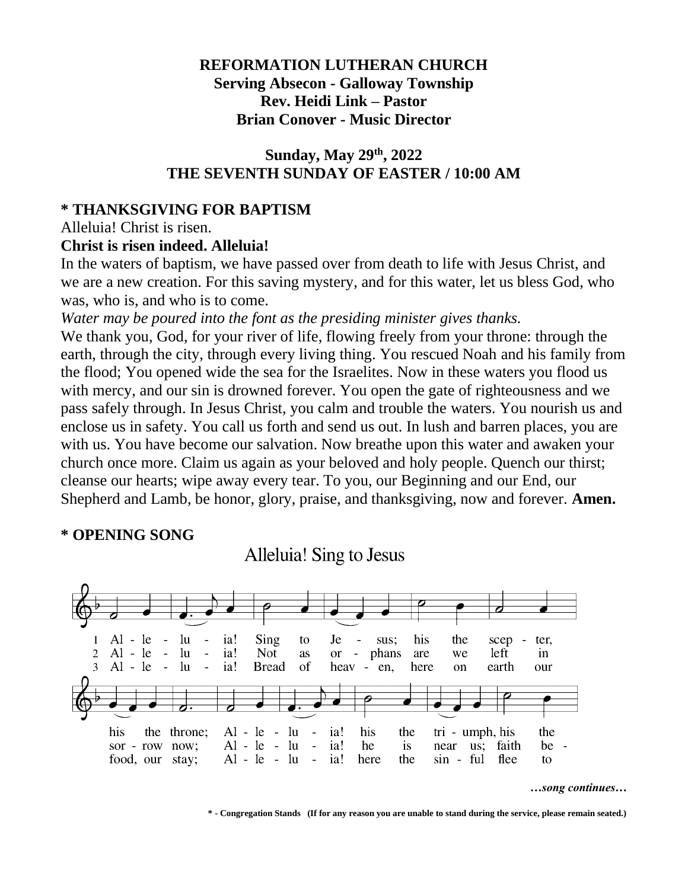**REFORMATION LUTHERAN CHURCH**
**Serving Absecon - Galloway Township**
**Rev. Heidi Link – Pastor**
**Brian Conover - Music Director**

**Sunday, May 29th, 2022**
**THE SEVENTH SUNDAY OF EASTER / 10:00 AM**

## * THANKSGIVING FOR BAPTISM

Alleluia! Christ is risen.

**Christ is risen indeed. Alleluia!**

In the waters of baptism, we have passed over from death to life with Jesus Christ, and we are a new creation. For this saving mystery, and for this water, let us bless God, who was, who is, and who is to come.

*Water may be poured into the font as the presiding minister gives thanks.*

We thank you, God, for your river of life, flowing freely from your throne: through the earth, through the city, through every living thing. You rescued Noah and his family from the flood; You opened wide the sea for the Israelites. Now in these waters you flood us with mercy, and our sin is drowned forever. You open the gate of righteousness and we pass safely through. In Jesus Christ, you calm and trouble the waters. You nourish us and enclose us in safety. You call us forth and send us out. In lush and barren places, you are with us. You have become our salvation. Now breathe upon this water and awaken your church once more. Claim us again as your beloved and holy people. Quench our thirst; cleanse our hearts; wipe away every tear. To you, our Beginning and our End, our Shepherd and Lamb, be honor, glory, praise, and thanksgiving, now and forever. **Amen.**

## * OPENING SONG

Alleluia! Sing to Jesus

1 Alleluia! Sing to Jesus; his the scepter, his the throne; Alleluia! his the triumph, his the

2 Alleluia! Not as orphans are we left in sorrow now; Alleluia! he is near us; faith be-

3 Alleluia! Bread of heaven, here on earth our food, our stay; Alleluia! here the sinful flee to

*…song continues…*

**\* - Congregation Stands (If for any reason you are unable to stand during the service, please remain seated.)**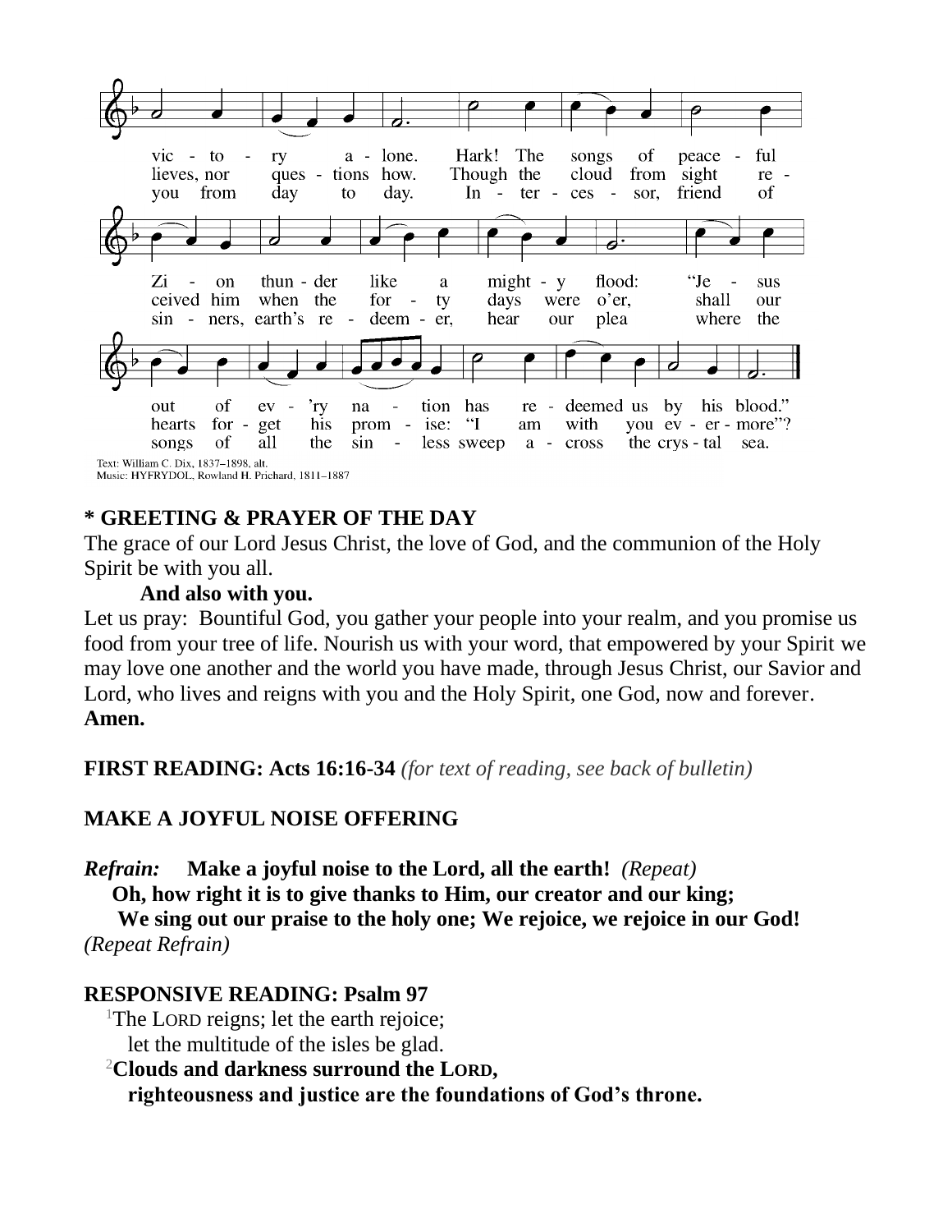vic - to - ry a - lone. Hark! The songs of peace - ful
lieves, nor ques - tions how. Though the cloud from sight re -
you from day to day. In - ter - ces - sor, friend of

Zi - on thun - der like a might - y flood: "Je - sus
ceived him when the for - ty days were o'er, shall our
sin - ners, earth's re - deem - er, hear our plea where the

out of ev - 'ry na - tion has re - deemed us by his blood."
hearts for - get his prom - ise: "I am with you ev - er - more"?
songs of all the sin - less sweep a - cross the crys - tal sea.

Text: William C. Dix, 1837–1898, alt.
Music: HYFRYDOL, Rowland H. Prichard, 1811–1887

**\* GREETING & PRAYER OF THE DAY**

The grace of our Lord Jesus Christ, the love of God, and the communion of the Holy Spirit be with you all.

**And also with you.**

Let us pray: Bountiful God, you gather your people into your realm, and you promise us food from your tree of life. Nourish us with your word, that empowered by your Spirit we may love one another and the world you have made, through Jesus Christ, our Savior and Lord, who lives and reigns with you and the Holy Spirit, one God, now and forever. **Amen.**

**FIRST READING: Acts 16:16-34** *(for text of reading, see back of bulletin)*

**MAKE A JOYFUL NOISE OFFERING**

***Refrain:*** **Make a joyful noise to the Lord, all the earth!** *(Repeat)*
**Oh, how right it is to give thanks to Him, our creator and our king;**
**We sing out our praise to the holy one; We rejoice, we rejoice in our God!**
*(Repeat Refrain)*

**RESPONSIVE READING: Psalm 97**

[1]The LORD reigns; let the earth rejoice;
let the multitude of the isles be glad.

[2]**Clouds and darkness surround the LORD,**
**righteousness and justice are the foundations of God's throne.**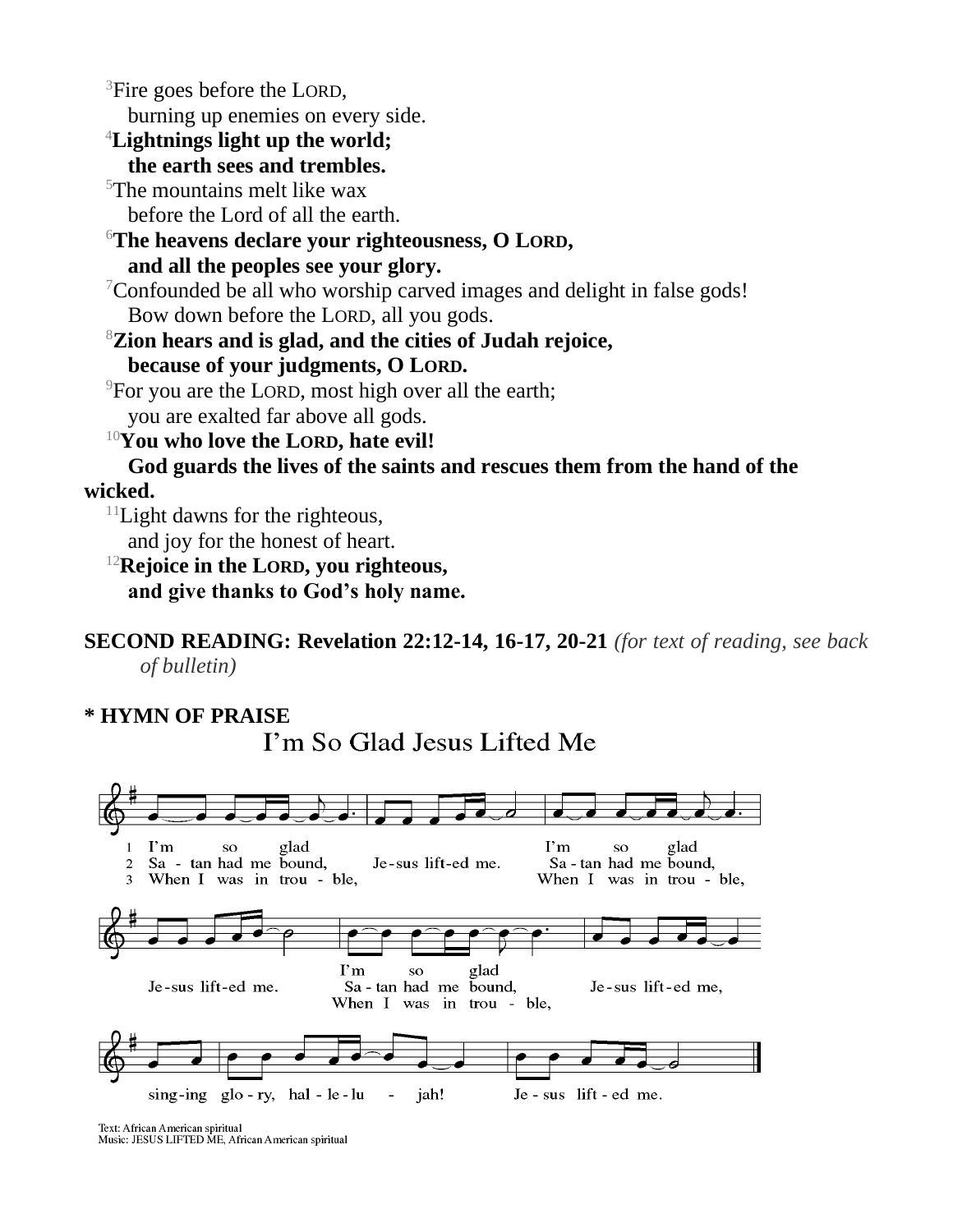[3]Fire goes before the LORD,
burning up enemies on every side.
**[4]Lightnings light up the world;**
**the earth sees and trembles.**
[5]The mountains melt like wax
before the Lord of all the earth.
**[6]The heavens declare your righteousness, O LORD,**
**and all the peoples see your glory.**
[7]Confounded be all who worship carved images and delight in false gods!
Bow down before the LORD, all you gods.
**[8]Zion hears and is glad, and the cities of Judah rejoice,**
**because of your judgments, O LORD.**
[9]For you are the LORD, most high over all the earth;
you are exalted far above all gods.
**[10]You who love the LORD, hate evil!**
**God guards the lives of the saints and rescues them from the hand of the wicked.**
[11]Light dawns for the righteous,
and joy for the honest of heart.
**[12]Rejoice in the LORD, you righteous,**
**and give thanks to God's holy name.**

**SECOND READING: Revelation 22:12-14, 16-17, 20-21** *(for text of reading, see back of bulletin)*

**\* HYMN OF PRAISE**

## I'm So Glad Jesus Lifted Me

1. I'm so glad Jesus lifted me. I'm so glad Jesus lifted me. I'm so glad Jesus lifted me, singing glory, hallelujah! Jesus lifted me.
2. Satan had me bound, Jesus lifted me. Satan had me bound, Jesus lifted me. Satan had me bound, Jesus lifted me, singing glory, hallelujah! Jesus lifted me.
3. When I was in trouble, Jesus lifted me. When I was in trouble, Jesus lifted me. When I was in trouble, Jesus lifted me, singing glory, hallelujah! Jesus lifted me.

Text: African American spiritual
Music: JESUS LIFTED ME, African American spiritual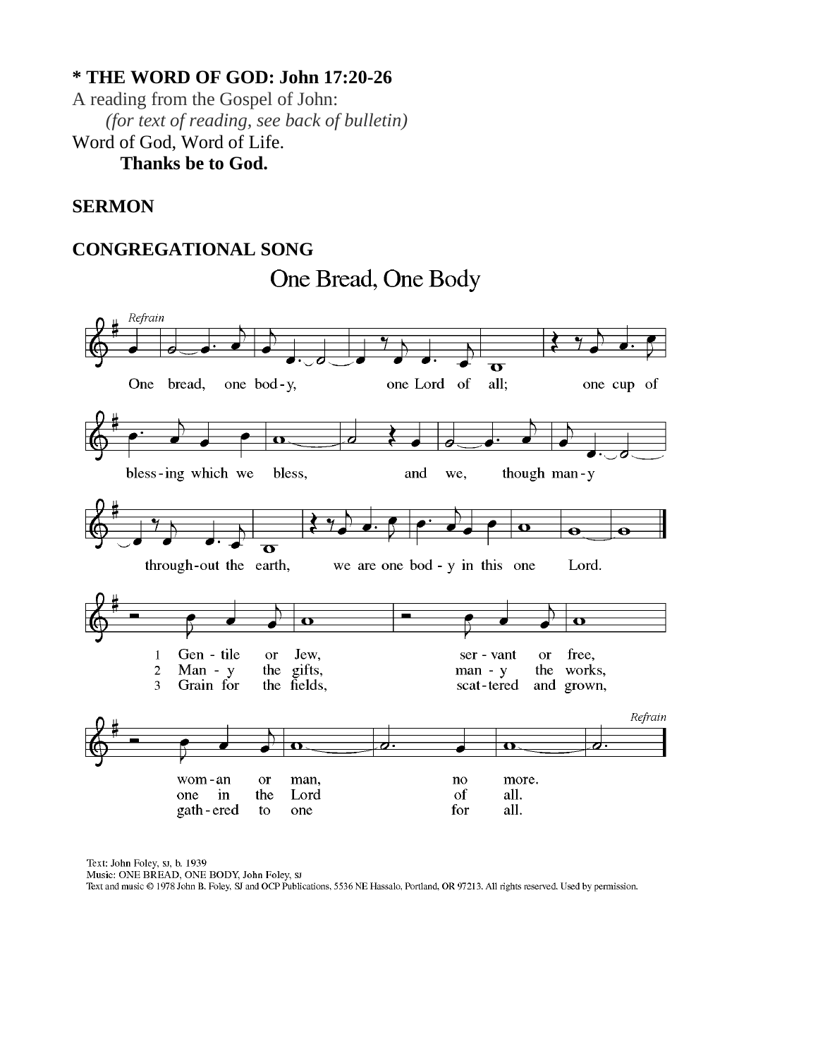**\* THE WORD OF GOD: John 17:20-26**

A reading from the Gospel of John:

*(for text of reading, see back of bulletin)*

Word of God, Word of Life.

**Thanks be to God.**

**SERMON**

**CONGREGATIONAL SONG**

One Bread, One Body

*Refrain*

One bread, one bod - y, one Lord of all; one cup of bless - ing which we bless, and we, though man - y through - out the earth, we are one bod - y in this one Lord.

1 Gen - tile or Jew, ser - vant or free, wom - an or man, no more.

2 Man - y the gifts, man - y the works, one in the Lord of all.

3 Grain for the fields, scat - tered and grown, gath - ered to one for all.

*Refrain*

Text: John Foley, SJ, b. 1939
Music: ONE BREAD, ONE BODY, John Foley, SJ
Text and music © 1978 John B. Foley, SJ and OCP Publications, 5536 NE Hassalo, Portland, OR 97213. All rights reserved. Used by permission.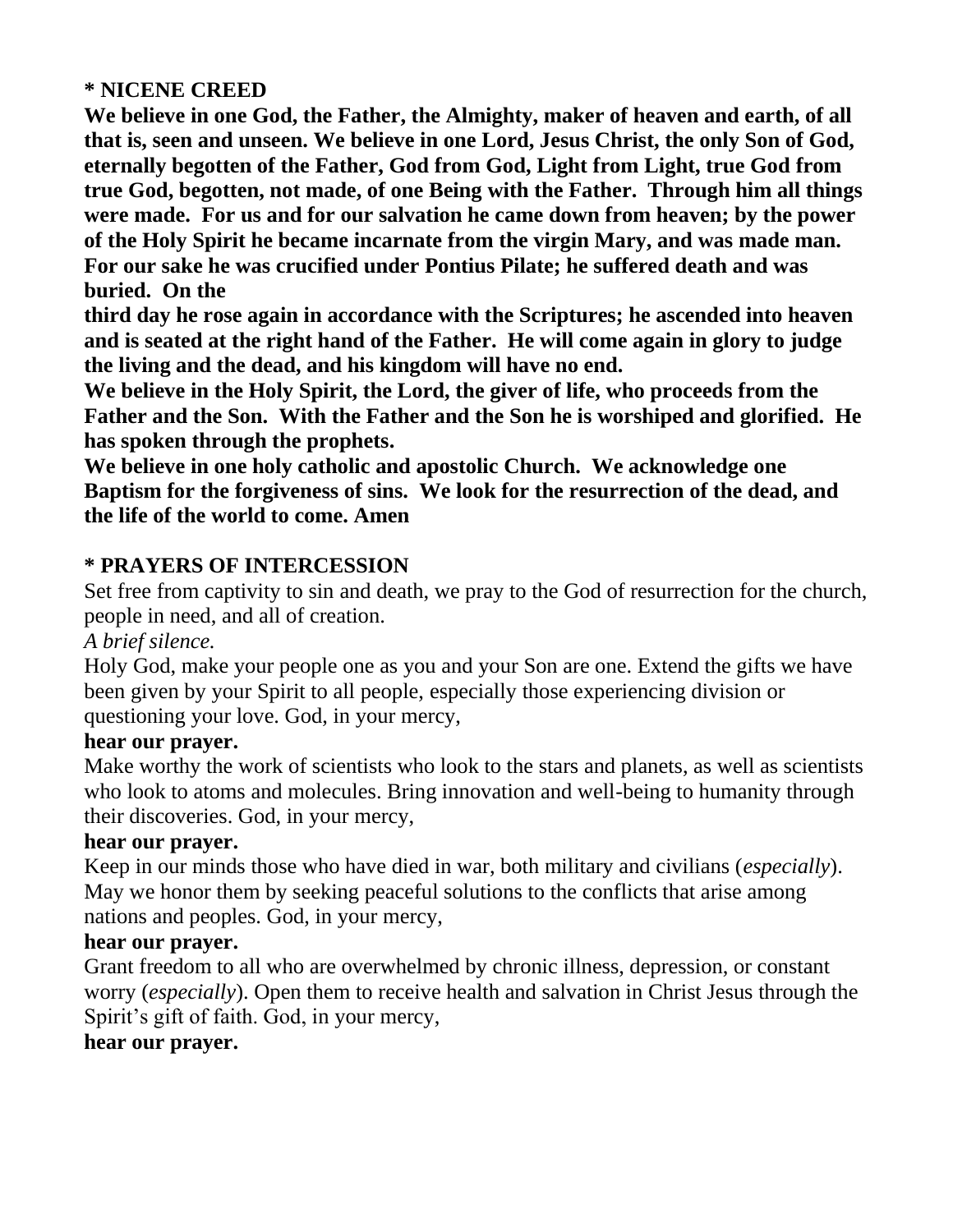**\* NICENE CREED**

**We believe in one God, the Father, the Almighty, maker of heaven and earth, of all that is, seen and unseen. We believe in one Lord, Jesus Christ, the only Son of God, eternally begotten of the Father, God from God, Light from Light, true God from true God, begotten, not made, of one Being with the Father. Through him all things were made. For us and for our salvation he came down from heaven; by the power of the Holy Spirit he became incarnate from the virgin Mary, and was made man. For our sake he was crucified under Pontius Pilate; he suffered death and was buried. On the third day he rose again in accordance with the Scriptures; he ascended into heaven and is seated at the right hand of the Father. He will come again in glory to judge the living and the dead, and his kingdom will have no end.**

**We believe in the Holy Spirit, the Lord, the giver of life, who proceeds from the Father and the Son. With the Father and the Son he is worshiped and glorified. He has spoken through the prophets.**

**We believe in one holy catholic and apostolic Church. We acknowledge one Baptism for the forgiveness of sins. We look for the resurrection of the dead, and the life of the world to come. Amen**

**\* PRAYERS OF INTERCESSION**

Set free from captivity to sin and death, we pray to the God of resurrection for the church, people in need, and all of creation.

*A brief silence.*

Holy God, make your people one as you and your Son are one. Extend the gifts we have been given by your Spirit to all people, especially those experiencing division or questioning your love. God, in your mercy,

**hear our prayer.**

Make worthy the work of scientists who look to the stars and planets, as well as scientists who look to atoms and molecules. Bring innovation and well-being to humanity through their discoveries. God, in your mercy,

**hear our prayer.**

Keep in our minds those who have died in war, both military and civilians (*especially*). May we honor them by seeking peaceful solutions to the conflicts that arise among nations and peoples. God, in your mercy,

**hear our prayer.**

Grant freedom to all who are overwhelmed by chronic illness, depression, or constant worry (*especially*). Open them to receive health and salvation in Christ Jesus through the Spirit's gift of faith. God, in your mercy,

**hear our prayer.**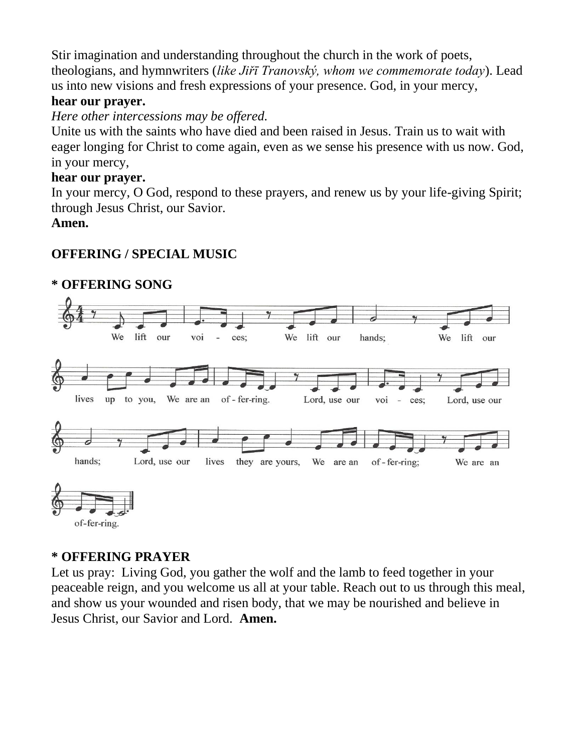Stir imagination and understanding throughout the church in the work of poets, theologians, and hymnwriters (*like Jiřī Tranovský, whom we commemorate today*). Lead us into new visions and fresh expressions of your presence. God, in your mercy,
**hear our prayer.**

*Here other intercessions may be offered.*

Unite us with the saints who have died and been raised in Jesus. Train us to wait with eager longing for Christ to come again, even as we sense his presence with us now. God, in your mercy,
**hear our prayer.**

In your mercy, O God, respond to these prayers, and renew us by your life-giving Spirit; through Jesus Christ, our Savior.
**Amen.**

**OFFERING / SPECIAL MUSIC**

**\* OFFERING SONG**

We lift our voi - ces; We lift our hands; We lift our lives up to you, We are an of - fer-ring. Lord, use our voi - ces; Lord, use our hands; Lord, use our lives they are yours, We are an of - fer-ring; We are an of-fer-ring.

**\* OFFERING PRAYER**

Let us pray: Living God, you gather the wolf and the lamb to feed together in your peaceable reign, and you welcome us all at your table. Reach out to us through this meal, and show us your wounded and risen body, that we may be nourished and believe in Jesus Christ, our Savior and Lord. **Amen.**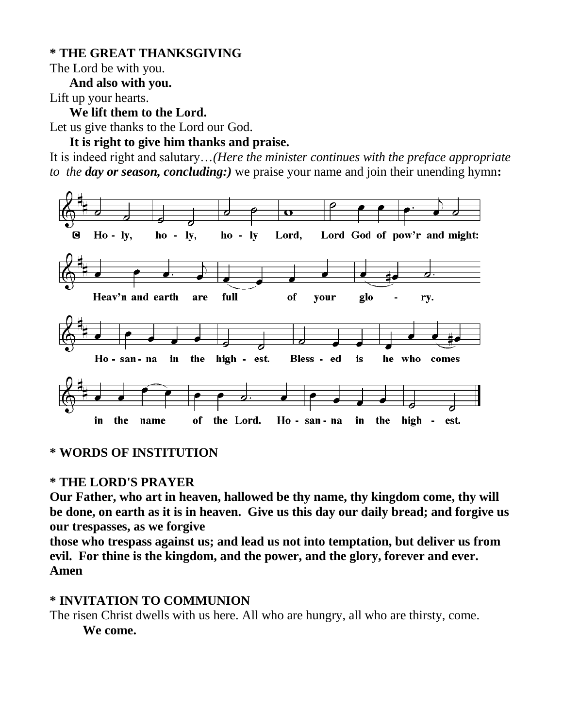**\* THE GREAT THANKSGIVING**

The Lord be with you.

**And also with you.**

Lift up your hearts.

**We lift them to the Lord.**

Let us give thanks to the Lord our God.

**It is right to give him thanks and praise.**

It is indeed right and salutary…*(Here the minister continues with the preface appropriate to the* ***day or season, concluding:)*** we praise your name and join their unending hymn**:**

**C** Ho - ly, ho - ly, ho - ly Lord, Lord God of pow'r and might: Heav'n and earth are full of your glo - ry. Ho - san - na in the high - est. Bless - ed is he who comes in the name of the Lord. Ho - san - na in the high - est.

**\* WORDS OF INSTITUTION**

**\* THE LORD'S PRAYER**

**Our Father, who art in heaven, hallowed be thy name, thy kingdom come, thy will be done, on earth as it is in heaven. Give us this day our daily bread; and forgive us our trespasses, as we forgive those who trespass against us; and lead us not into temptation, but deliver us from evil. For thine is the kingdom, and the power, and the glory, forever and ever. Amen**

**\* INVITATION TO COMMUNION**

The risen Christ dwells with us here. All who are hungry, all who are thirsty, come.

**We come.**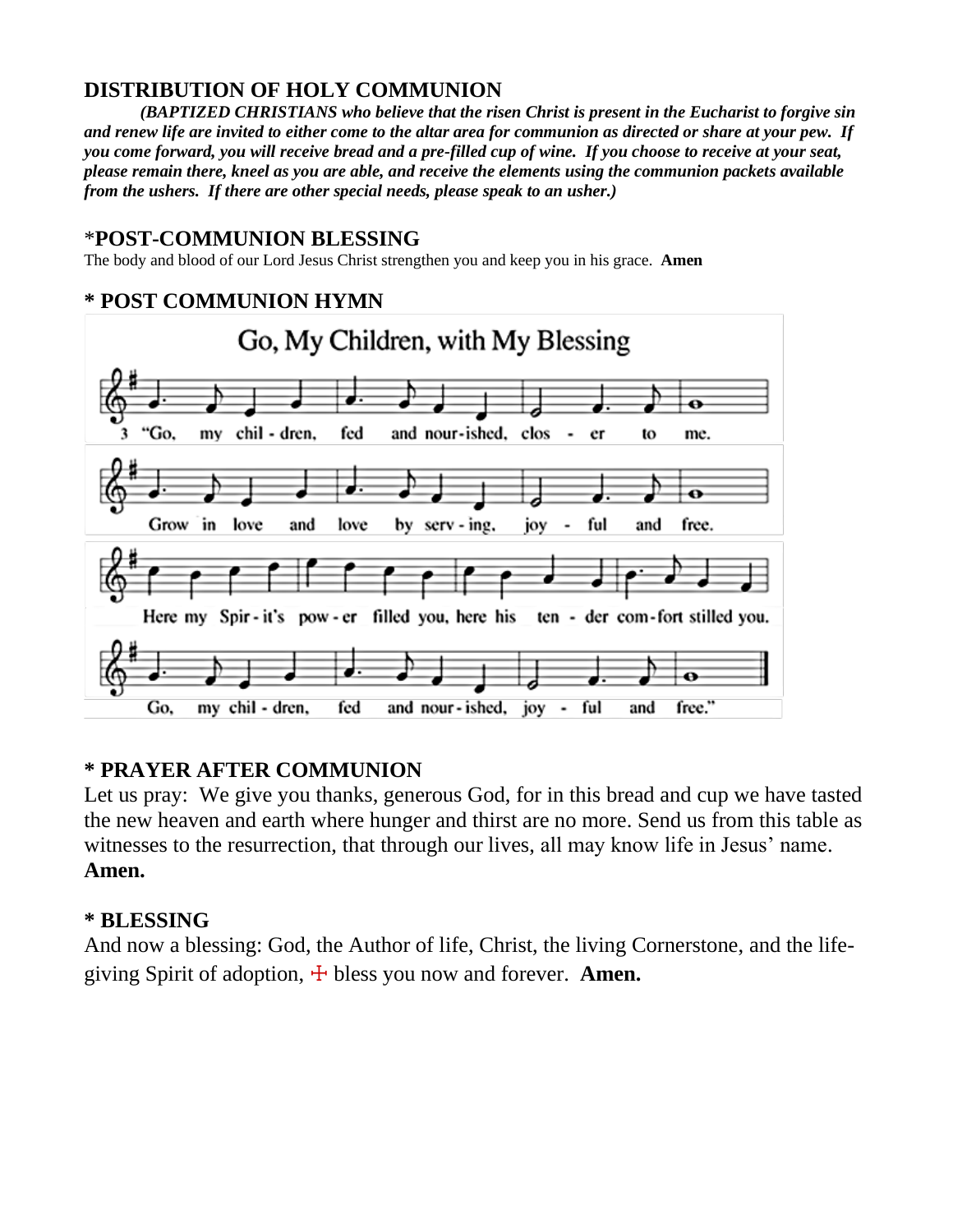## DISTRIBUTION OF HOLY COMMUNION

***(BAPTIZED CHRISTIANS who believe that the risen Christ is present in the Eucharist to forgive sin and renew life are invited to either come to the altar area for communion as directed or share at your pew. If you come forward, you will receive bread and a pre-filled cup of wine. If you choose to receive at your seat, please remain there, kneel as you are able, and receive the elements using the communion packets available from the ushers. If there are other special needs, please speak to an usher.)***

## *POST-COMMUNION BLESSING

The body and blood of our Lord Jesus Christ strengthen you and keep you in his grace. **Amen**

## * POST COMMUNION HYMN

Go, My Children, with My Blessing

3 "Go, my children, fed and nourished, closer to me.
Grow in love and love by serving, joyful and free.
Here my Spirit's power filled you, here his tender comfort stilled you.
Go, my children, fed and nourished, joyful and free."

## * PRAYER AFTER COMMUNION

Let us pray: We give you thanks, generous God, for in this bread and cup we have tasted the new heaven and earth where hunger and thirst are no more. Send us from this table as witnesses to the resurrection, that through our lives, all may know life in Jesus' name. **Amen.**

## * BLESSING

And now a blessing: God, the Author of life, Christ, the living Cornerstone, and the life-giving Spirit of adoption, ☩ bless you now and forever. **Amen.**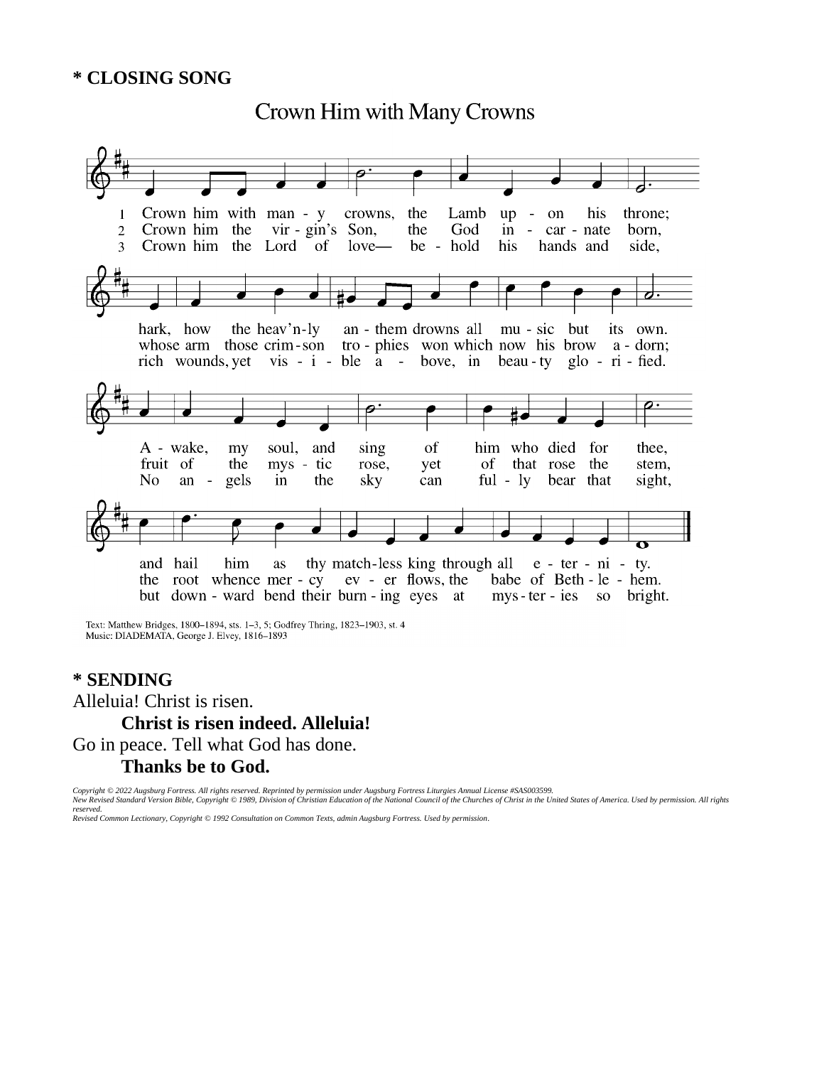**\* CLOSING SONG**

Crown Him with Many Crowns

1 Crown him with man - y crowns, the Lamb up - on his throne;
2 Crown him the vir - gin's Son, the God in - car - nate born,
3 Crown him the Lord of love— be - hold his hands and side,

hark, how the heav'n-ly an - them drowns all mu - sic but its own.
whose arm those crim - son tro - phies won which now his brow a - dorn;
rich wounds, yet vis - i - ble a - bove, in beau - ty glo - ri - fied.

A - wake, my soul, and sing of him who died for thee,
fruit of the mys - tic rose, yet of that rose the stem,
No an - gels in the sky can ful - ly bear that sight,

and hail him as thy match-less king through all e - ter - ni - ty.
the root whence mer - cy ev - er flows, the babe of Beth - le - hem.
but down - ward bend their burn - ing eyes at mys - ter - ies so bright.

Text: Matthew Bridges, 1800–1894, sts. 1–3, 5; Godfrey Thring, 1823–1903, st. 4
Music: DIADEMATA, George J. Elvey, 1816–1893

**\* SENDING**

Alleluia! Christ is risen.

**Christ is risen indeed. Alleluia!**

Go in peace. Tell what God has done.

**Thanks be to God.**

*Copyright © 2022 Augsburg Fortress. All rights reserved. Reprinted by permission under Augsburg Fortress Liturgies Annual License #SAS003599.*
*New Revised Standard Version Bible, Copyright © 1989, Division of Christian Education of the National Council of the Churches of Christ in the United States of America. Used by permission. All rights reserved.*
*Revised Common Lectionary, Copyright © 1992 Consultation on Common Texts, admin Augsburg Fortress. Used by permission.*